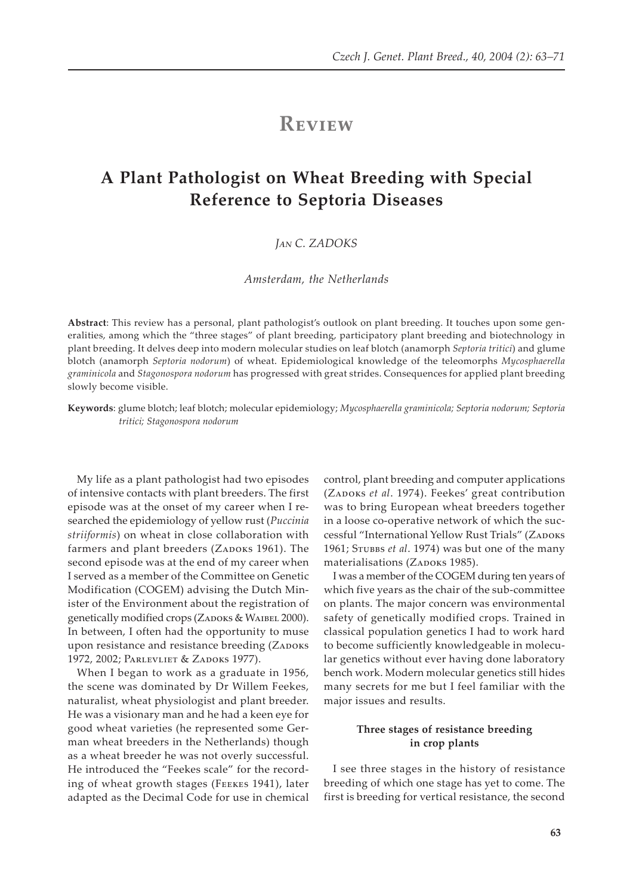# Review

## A Plant Pathologist on Wheat Breeding with Special Reference to Septoria Diseases

*Jan C. ZADOKS*

*Amsterdam, the Netherlands*

**Abstract**: This review has a personal, plant pathologist's outlook on plant breeding. It touches upon some generalities, among which the "three stages" of plant breeding, participatory plant breeding and biotechnology in plant breeding. It delves deep into modern molecular studies on leaf blotch (anamorph *Septoria tritici*) and glume blotch (anamorph *Septoria nodorum*) of wheat. Epidemiological knowledge of the teleomorphs *Mycosphaerella graminicola* and *Stagonospora nodorum* has progressed with great strides. Consequences for applied plant breeding slowly become visible.

**Keywords**: glume blotch; leaf blotch; molecular epidemiology; *Mycosphaerella graminicola; Septoria nodorum; Septoria tritici; Stagonospora nodorum*

My life as a plant pathologist had two episodes of intensive contacts with plant breeders. The first episode was at the onset of my career when I researched the epidemiology of yellow rust (*Puccinia striiformis*) on wheat in close collaboration with farmers and plant breeders (Zadoks 1961). The second episode was at the end of my career when I served as a member of the Committee on Genetic Modification (COGEM) advising the Dutch Minister of the Environment about the registration of genetically modified crops (Zadoks & Waibel 2000). In between, I often had the opportunity to muse upon resistance and resistance breeding (Zadoks 1972, 2002; Parlevliet & Zadoks 1977).

When I began to work as a graduate in 1956, the scene was dominated by Dr Willem Feekes, naturalist, wheat physiologist and plant breeder. He was a visionary man and he had a keen eye for good wheat varieties (he represented some German wheat breeders in the Netherlands) though as a wheat breeder he was not overly successful. He introduced the "Feekes scale" for the recording of wheat growth stages (Feekes 1941), later adapted as the Decimal Code for use in chemical control, plant breeding and computer applications (Zadoks *et al*. 1974). Feekes' great contribution was to bring European wheat breeders together in a loose co-operative network of which the successful "International Yellow Rust Trials" (Zadoks 1961; Stubbs *et al*. 1974) was but one of the many materialisations (Zadoks 1985).

I was a member of the COGEM during ten years of which five years as the chair of the sub-committee on plants. The major concern was environmental safety of genetically modified crops. Trained in classical population genetics I had to work hard to become sufficiently knowledgeable in molecular genetics without ever having done laboratory bench work. Modern molecular genetics still hides many secrets for me but I feel familiar with the major issues and results.

### Three stages of resistance breeding in crop plants

I see three stages in the history of resistance breeding of which one stage has yet to come. The first is breeding for vertical resistance, the second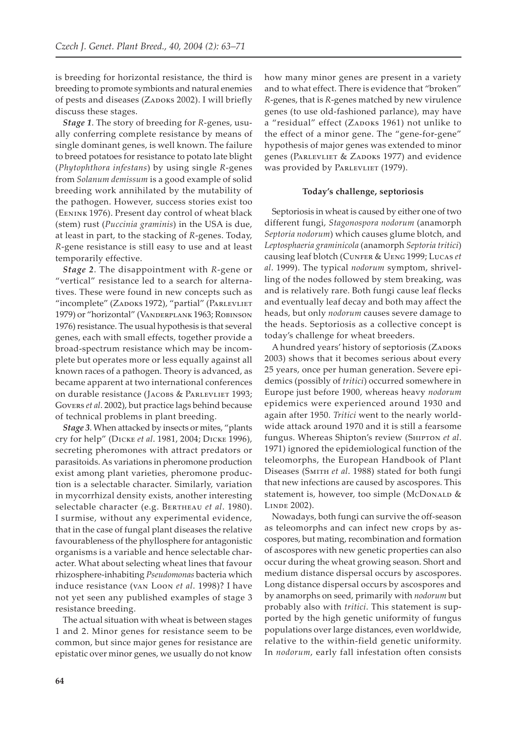is breeding for horizontal resistance, the third is breeding to promote symbionts and natural enemies of pests and diseases (Zadoks 2002). I will briefly discuss these stages.

***Stage 1***. The story of breeding for *R*-genes, usually conferring complete resistance by means of single dominant genes, is well known. The failure to breed potatoes for resistance to potato late blight (*Phytophthora infestans*) by using single *R*-genes from *Solanum demissum* is a good example of solid breeding work annihilated by the mutability of the pathogen. However, success stories exist too (Eenink 1976). Present day control of wheat black (stem) rust (*Puccinia graminis*) in the USA is due, at least in part, to the stacking of *R*-genes. Today, *R*-gene resistance is still easy to use and at least temporarily effective.

***Stage 2***. The disappointment with *R*-gene or "vertical" resistance led to a search for alternatives. These were found in new concepts such as "incomplete" (Zadoks 1972), "partial" (Parlevliet 1979) or "horizontal" (Vanderplank 1963; Robinson 1976) resistance. The usual hypothesis is that several genes, each with small effects, together provide a broad-spectrum resistance which may be incomplete but operates more or less equally against all known races of a pathogen. Theory is advanced, as became apparent at two international conferences on durable resistance (Jacobs & Parlevliet 1993; Govers *et al*. 2002), but practice lags behind because of technical problems in plant breeding.

***Stage 3***. When attacked by insects or mites, "plants cry for help" (Dicke *et al*. 1981, 2004; Dicke 1996), secreting pheromones with attract predators or parasitoids. As variations in pheromone production exist among plant varieties, pheromone production is a selectable character. Similarly, variation in mycorrhizal density exists, another interesting selectable character (e.g. Bertheau *et al*. 1980). I surmise, without any experimental evidence, that in the case of fungal plant diseases the relative favourableness of the phyllosphere for antagonistic organisms is a variable and hence selectable character. What about selecting wheat lines that favour rhizosphere-inhabiting *Pseudomonas* bacteria which induce resistance (van Loon *et al*. 1998)? I have not yet seen any published examples of stage 3 resistance breeding.

The actual situation with wheat is between stages 1 and 2. Minor genes for resistance seem to be common, but since major genes for resistance are epistatic over minor genes, we usually do not know how many minor genes are present in a variety and to what effect. There is evidence that "broken" *R*-genes, that is *R*-genes matched by new virulence genes (to use old-fashioned parlance), may have a "residual" effect (Zadoks 1961) not unlike to the effect of a minor gene. The "gene-for-gene" hypothesis of major genes was extended to minor genes (Parlevliet & Zadoks 1977) and evidence was provided by Parlevliet (1979).

#### Today's challenge, septoriosis

Septoriosis in wheat is caused by either one of two different fungi, *Stagonospora nodorum* (anamorph *Septoria nodorum*) which causes glume blotch, and *Leptosphaeria graminicola* (anamorph *Septoria tritici*) causing leaf blotch (Cunfer & Ueng 1999; Lucas *et al*. 1999). The typical *nodorum* symptom, shrivelling of the nodes followed by stem breaking, was and is relatively rare. Both fungi cause leaf flecks and eventually leaf decay and both may affect the heads, but only *nodorum* causes severe damage to the heads. Septoriosis as a collective concept is today's challenge for wheat breeders.

A hundred years' history of septoriosis (Zadoks 2003) shows that it becomes serious about every 25 years, once per human generation. Severe epidemics (possibly of *tritici*) occurred somewhere in Europe just before 1900, whereas heavy *nodorum* epidemics were experienced around 1930 and again after 1950. *Tritici* went to the nearly worldwide attack around 1970 and it is still a fearsome fungus. Whereas Shipton's review (Shipton *et al*. 1971) ignored the epidemiological function of the teleomorphs, the European Handbook of Plant Diseases (Smith *et al*. 1988) stated for both fungi that new infections are caused by ascospores. This statement is, however, too simple (McDonald & Linde 2002).

Nowadays, both fungi can survive the off-season as teleomorphs and can infect new crops by ascospores, but mating, recombination and formation of ascospores with new genetic properties can also occur during the wheat growing season. Short and medium distance dispersal occurs by ascospores. Long distance dispersal occurs by ascospores and by anamorphs on seed, primarily with *nodorum* but probably also with *tritici*. This statement is supported by the high genetic uniformity of fungus populations over large distances, even worldwide, relative to the within-field genetic uniformity. In *nodorum*, early fall infestation often consists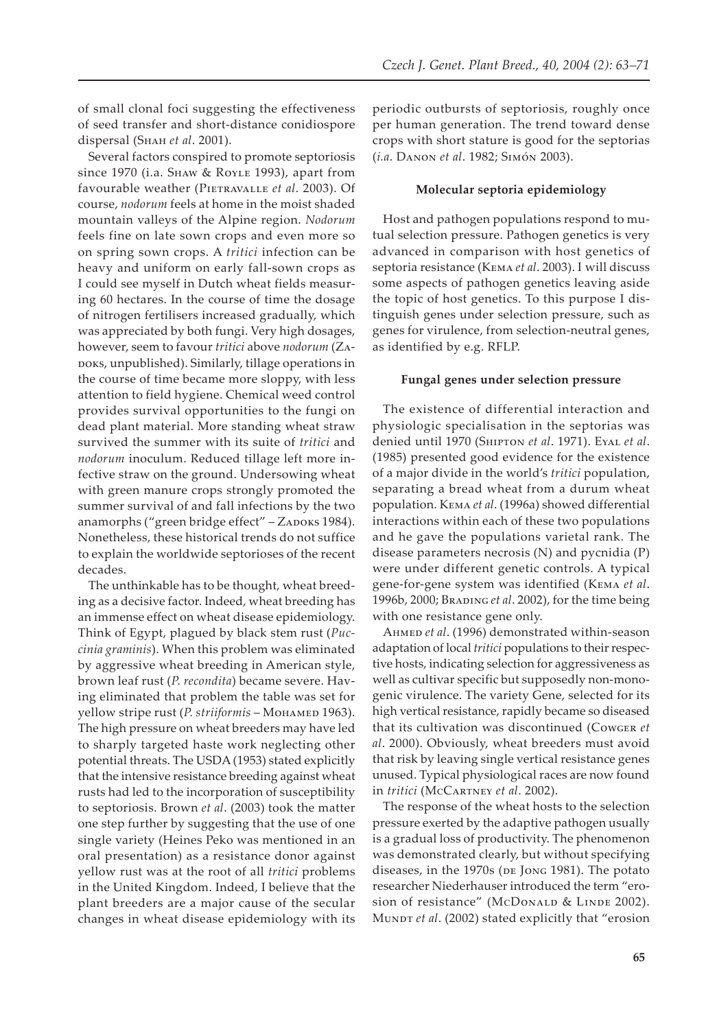of small clonal foci suggesting the effectiveness of seed transfer and short-distance conidiospore dispersal (Shah *et al*. 2001).

Several factors conspired to promote septoriosis since 1970 (i.a. Shaw & Royle 1993), apart from favourable weather (Pietravalle *et al*. 2003). Of course, *nodorum* feels at home in the moist shaded mountain valleys of the Alpine region. *Nodorum* feels fine on late sown crops and even more so on spring sown crops. A *tritici* infection can be heavy and uniform on early fall-sown crops as I could see myself in Dutch wheat fields measuring 60 hectares. In the course of time the dosage of nitrogen fertilisers increased gradually, which was appreciated by both fungi. Very high dosages, however, seem to favour *tritici* above *nodorum* (Zadoks, unpublished). Similarly, tillage operations in the course of time became more sloppy, with less attention to field hygiene. Chemical weed control provides survival opportunities to the fungi on dead plant material. More standing wheat straw survived the summer with its suite of *tritici* and *nodorum* inoculum. Reduced tillage left more infective straw on the ground. Undersowing wheat with green manure crops strongly promoted the summer survival of and fall infections by the two anamorphs ("green bridge effect" – Zadoks 1984). Nonetheless, these historical trends do not suffice to explain the worldwide septorioses of the recent decades.

The unthinkable has to be thought, wheat breeding as a decisive factor. Indeed, wheat breeding has an immense effect on wheat disease epidemiology. Think of Egypt, plagued by black stem rust (*Puccinia graminis*). When this problem was eliminated by aggressive wheat breeding in American style, brown leaf rust (*P. recondita*) became severe. Having eliminated that problem the table was set for yellow stripe rust (*P. striiformis* – Mohamed 1963). The high pressure on wheat breeders may have led to sharply targeted haste work neglecting other potential threats. The USDA (1953) stated explicitly that the intensive resistance breeding against wheat rusts had led to the incorporation of susceptibility to septoriosis. Brown *et al*. (2003) took the matter one step further by suggesting that the use of one single variety (Heines Peko was mentioned in an oral presentation) as a resistance donor against yellow rust was at the root of all *tritici* problems in the United Kingdom. Indeed, I believe that the plant breeders are a major cause of the secular changes in wheat disease epidemiology with its periodic outbursts of septoriosis, roughly once per human generation. The trend toward dense crops with short stature is good for the septorias (*i.a*. Danon *et al*. 1982; Simón 2003).

## Molecular septoria epidemiology

Host and pathogen populations respond to mutual selection pressure. Pathogen genetics is very advanced in comparison with host genetics of septoria resistance (Kema *et al*. 2003). I will discuss some aspects of pathogen genetics leaving aside the topic of host genetics. To this purpose I distinguish genes under selection pressure, such as genes for virulence, from selection-neutral genes, as identified by e.g. RFLP.

### Fungal genes under selection pressure

The existence of differential interaction and physiologic specialisation in the septorias was denied until 1970 (Shipton *et al*. 1971). Eyal *et al*. (1985) presented good evidence for the existence of a major divide in the world's *tritici* population, separating a bread wheat from a durum wheat population. Kema *et al*. (1996a) showed differential interactions within each of these two populations and he gave the populations varietal rank. The disease parameters necrosis (N) and pycnidia (P) were under different genetic controls. A typical gene-for-gene system was identified (Kema *et al*. 1996b, 2000; Brading *et al*. 2002), for the time being with one resistance gene only.

Ahmed *et al*. (1996) demonstrated within-season adaptation of local *tritici* populations to their respective hosts, indicating selection for aggressiveness as well as cultivar specific but supposedly non-monogenic virulence. The variety Gene, selected for its high vertical resistance, rapidly became so diseased that its cultivation was discontinued (Cowger *et al*. 2000). Obviously, wheat breeders must avoid that risk by leaving single vertical resistance genes unused. Typical physiological races are now found in *tritici* (McCartney *et al*. 2002).

The response of the wheat hosts to the selection pressure exerted by the adaptive pathogen usually is a gradual loss of productivity. The phenomenon was demonstrated clearly, but without specifying diseases, in the 1970s (de Jong 1981). The potato researcher Niederhauser introduced the term "erosion of resistance" (McDonald & Linde 2002). Mundt *et al*. (2002) stated explicitly that "erosion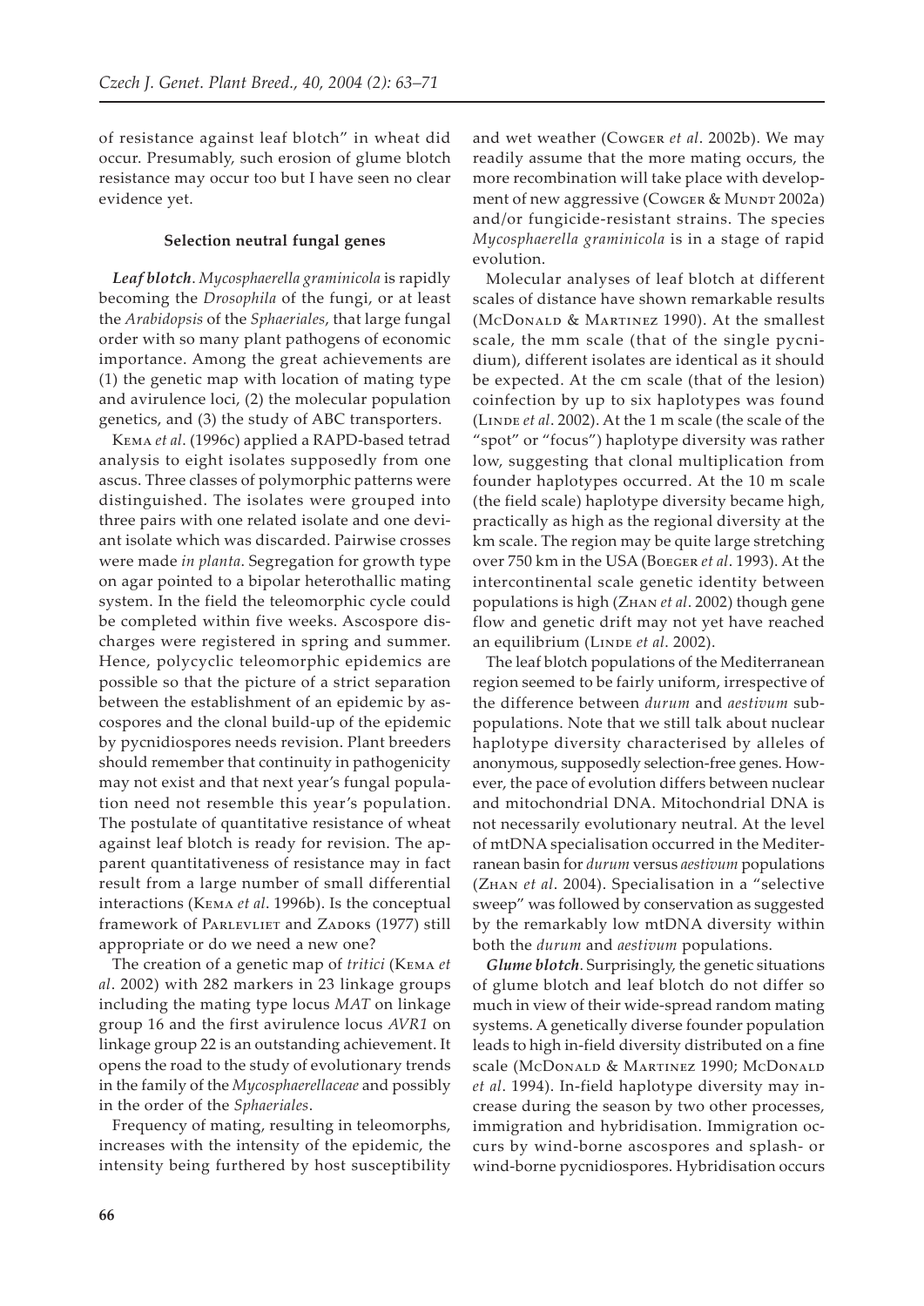of resistance against leaf blotch" in wheat did occur. Presumably, such erosion of glume blotch resistance may occur too but I have seen no clear evidence yet.

### Selection neutral fungal genes

***Leaf blotch***. *Mycosphaerella graminicola* is rapidly becoming the *Drosophila* of the fungi, or at least the *Arabidopsis* of the *Sphaeriales*, that large fungal order with so many plant pathogens of economic importance. Among the great achievements are (1) the genetic map with location of mating type and avirulence loci, (2) the molecular population genetics, and (3) the study of ABC transporters.

Kema *et al*. (1996c) applied a RAPD-based tetrad analysis to eight isolates supposedly from one ascus. Three classes of polymorphic patterns were distinguished. The isolates were grouped into three pairs with one related isolate and one deviant isolate which was discarded. Pairwise crosses were made *in planta*. Segregation for growth type on agar pointed to a bipolar heterothallic mating system. In the field the teleomorphic cycle could be completed within five weeks. Ascospore discharges were registered in spring and summer. Hence, polycyclic teleomorphic epidemics are possible so that the picture of a strict separation between the establishment of an epidemic by ascospores and the clonal build-up of the epidemic by pycnidiospores needs revision. Plant breeders should remember that continuity in pathogenicity may not exist and that next year's fungal population need not resemble this year's population. The postulate of quantitative resistance of wheat against leaf blotch is ready for revision. The apparent quantitativeness of resistance may in fact result from a large number of small differential interactions (Kema *et al*. 1996b). Is the conceptual framework of Parlevliet and Zadoks (1977) still appropriate or do we need a new one?

The creation of a genetic map of *tritici* (Kema *et al*. 2002) with 282 markers in 23 linkage groups including the mating type locus *MAT* on linkage group 16 and the first avirulence locus *AVR1* on linkage group 22 is an outstanding achievement. It opens the road to the study of evolutionary trends in the family of the *Mycosphaerellaceae* and possibly in the order of the *Sphaeriales*.

Frequency of mating, resulting in teleomorphs, increases with the intensity of the epidemic, the intensity being furthered by host susceptibility and wet weather (Cowger *et al*. 2002b). We may readily assume that the more mating occurs, the more recombination will take place with development of new aggressive (Cowger & Mundt 2002a) and/or fungicide-resistant strains. The species *Mycosphaerella graminicola* is in a stage of rapid evolution.

Molecular analyses of leaf blotch at different scales of distance have shown remarkable results (McDonald & Martinez 1990). At the smallest scale, the mm scale (that of the single pycnidium), different isolates are identical as it should be expected. At the cm scale (that of the lesion) coinfection by up to six haplotypes was found (Linde *et al*. 2002). At the 1 m scale (the scale of the "spot" or "focus") haplotype diversity was rather low, suggesting that clonal multiplication from founder haplotypes occurred. At the 10 m scale (the field scale) haplotype diversity became high, practically as high as the regional diversity at the km scale. The region may be quite large stretching over 750 km in the USA (Boeger *et al*. 1993). At the intercontinental scale genetic identity between populations is high (Zhan *et al*. 2002) though gene flow and genetic drift may not yet have reached an equilibrium (Linde *et al*. 2002).

The leaf blotch populations of the Mediterranean region seemed to be fairly uniform, irrespective of the difference between *durum* and *aestivum* subpopulations. Note that we still talk about nuclear haplotype diversity characterised by alleles of anonymous, supposedly selection-free genes. However, the pace of evolution differs between nuclear and mitochondrial DNA. Mitochondrial DNA is not necessarily evolutionary neutral. At the level of mtDNA specialisation occurred in the Mediterranean basin for *durum* versus *aestivum* populations (Zhan *et al*. 2004). Specialisation in a "selective sweep" was followed by conservation as suggested by the remarkably low mtDNA diversity within both the *durum* and *aestivum* populations.

***Glume blotch***. Surprisingly, the genetic situations of glume blotch and leaf blotch do not differ so much in view of their wide-spread random mating systems. A genetically diverse founder population leads to high in-field diversity distributed on a fine scale (McDonald & Martinez 1990; McDonald *et al*. 1994). In-field haplotype diversity may increase during the season by two other processes, immigration and hybridisation. Immigration occurs by wind-borne ascospores and splash- or wind-borne pycnidiospores. Hybridisation occurs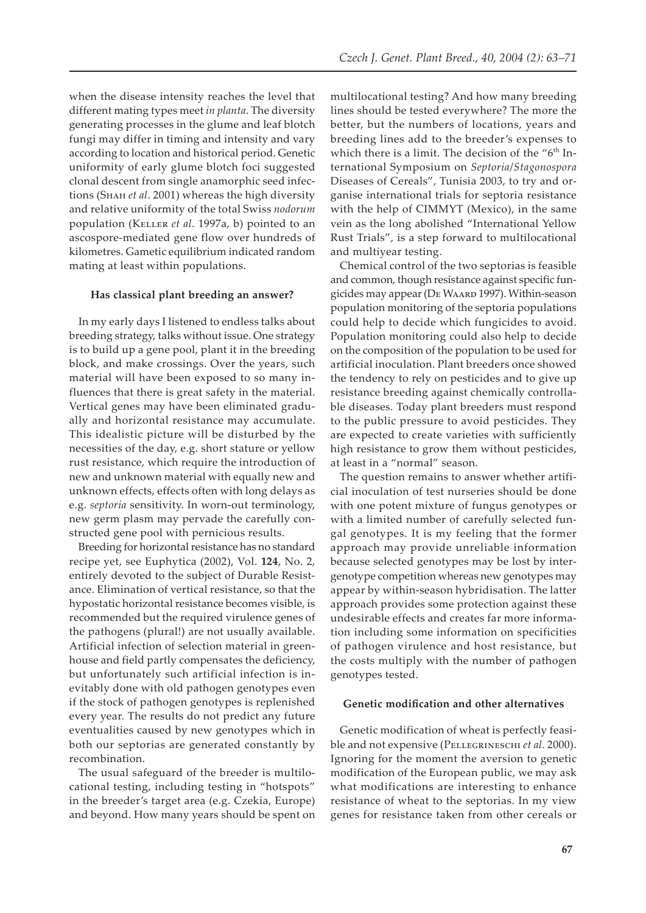when the disease intensity reaches the level that different mating types meet *in planta*. The diversity generating processes in the glume and leaf blotch fungi may differ in timing and intensity and vary according to location and historical period. Genetic uniformity of early glume blotch foci suggested clonal descent from single anamorphic seed infections (Shah *et al*. 2001) whereas the high diversity and relative uniformity of the total Swiss *nodorum* population (Keller *et al*. 1997a, b) pointed to an ascospore-mediated gene flow over hundreds of kilometres. Gametic equilibrium indicated random mating at least within populations.

### Has classical plant breeding an answer?

In my early days I listened to endless talks about breeding strategy, talks without issue. One strategy is to build up a gene pool, plant it in the breeding block, and make crossings. Over the years, such material will have been exposed to so many influences that there is great safety in the material. Vertical genes may have been eliminated gradually and horizontal resistance may accumulate. This idealistic picture will be disturbed by the necessities of the day, e.g. short stature or yellow rust resistance, which require the introduction of new and unknown material with equally new and unknown effects, effects often with long delays as e.g. *septoria* sensitivity. In worn-out terminology, new germ plasm may pervade the carefully constructed gene pool with pernicious results.

Breeding for horizontal resistance has no standard recipe yet, see Euphytica (2002), Vol. **124**, No. 2, entirely devoted to the subject of Durable Resistance. Elimination of vertical resistance, so that the hypostatic horizontal resistance becomes visible, is recommended but the required virulence genes of the pathogens (plural!) are not usually available. Artificial infection of selection material in greenhouse and field partly compensates the deficiency, but unfortunately such artificial infection is inevitably done with old pathogen genotypes even if the stock of pathogen genotypes is replenished every year. The results do not predict any future eventualities caused by new genotypes which in both our septorias are generated constantly by recombination.

The usual safeguard of the breeder is multilocational testing, including testing in "hotspots" in the breeder's target area (e.g. Czekia, Europe) and beyond. How many years should be spent on multilocational testing? And how many breeding lines should be tested everywhere? The more the better, but the numbers of locations, years and breeding lines add to the breeder's expenses to which there is a limit. The decision of the "6th International Symposium on *Septoria*/*Stagonospora* Diseases of Cereals", Tunisia 2003, to try and organise international trials for septoria resistance with the help of CIMMYT (Mexico), in the same vein as the long abolished "International Yellow Rust Trials", is a step forward to multilocational and multiyear testing.

Chemical control of the two septorias is feasible and common, though resistance against specific fungicides may appear (De Waard 1997). Within-season population monitoring of the septoria populations could help to decide which fungicides to avoid. Population monitoring could also help to decide on the composition of the population to be used for artificial inoculation. Plant breeders once showed the tendency to rely on pesticides and to give up resistance breeding against chemically controllable diseases. Today plant breeders must respond to the public pressure to avoid pesticides. They are expected to create varieties with sufficiently high resistance to grow them without pesticides, at least in a "normal" season.

The question remains to answer whether artificial inoculation of test nurseries should be done with one potent mixture of fungus genotypes or with a limited number of carefully selected fungal genotypes. It is my feeling that the former approach may provide unreliable information because selected genotypes may be lost by inter-genotype competition whereas new genotypes may appear by within-season hybridisation. The latter approach provides some protection against these undesirable effects and creates far more information including some information on specificities of pathogen virulence and host resistance, but the costs multiply with the number of pathogen genotypes tested.

### Genetic modification and other alternatives

Genetic modification of wheat is perfectly feasible and not expensive (Pellegrineschi *et al*. 2000). Ignoring for the moment the aversion to genetic modification of the European public, we may ask what modifications are interesting to enhance resistance of wheat to the septorias. In my view genes for resistance taken from other cereals or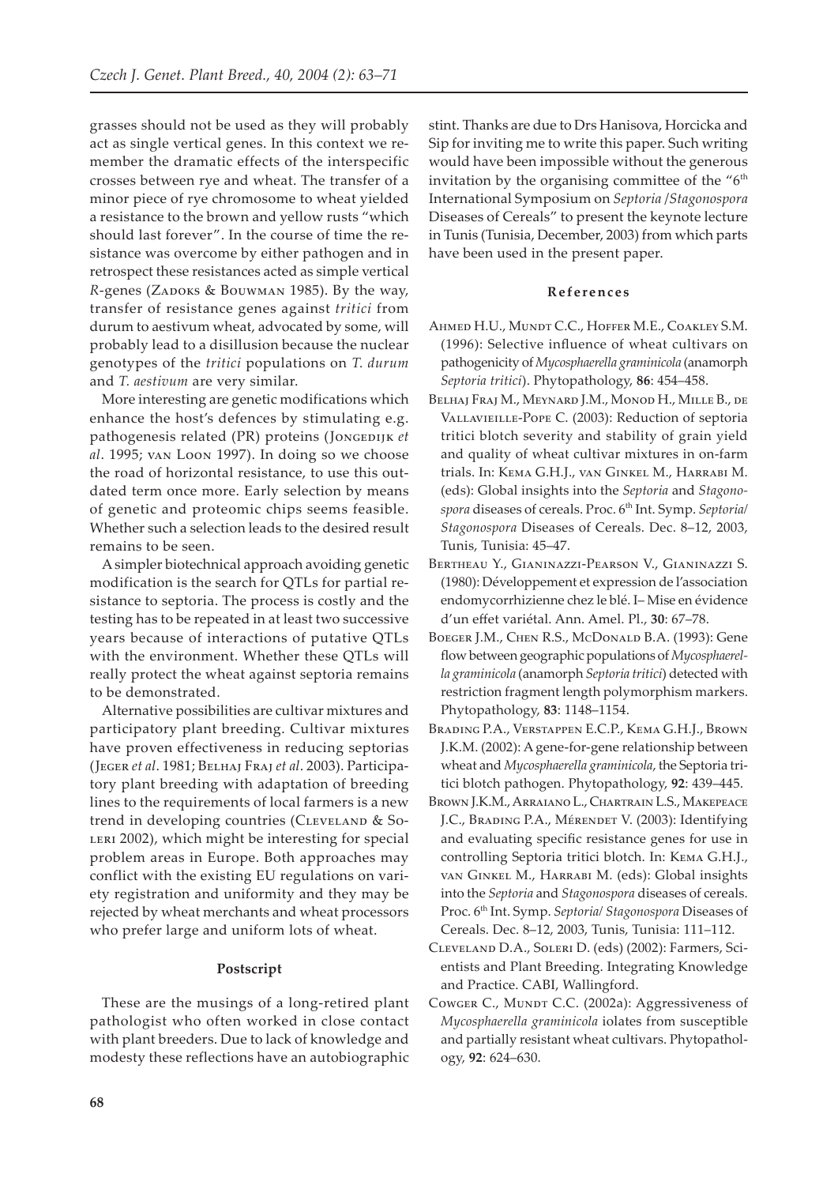grasses should not be used as they will probably act as single vertical genes. In this context we remember the dramatic effects of the interspecific crosses between rye and wheat. The transfer of a minor piece of rye chromosome to wheat yielded a resistance to the brown and yellow rusts "which should last forever". In the course of time the resistance was overcome by either pathogen and in retrospect these resistances acted as simple vertical *R*-genes (Zadoks & Bouwman 1985). By the way, transfer of resistance genes against *tritici* from durum to aestivum wheat, advocated by some, will probably lead to a disillusion because the nuclear genotypes of the *tritici* populations on *T. durum* and *T. aestivum* are very similar.

More interesting are genetic modifications which enhance the host's defences by stimulating e.g. pathogenesis related (PR) proteins (Jongedijk *et al*. 1995; van Loon 1997). In doing so we choose the road of horizontal resistance, to use this outdated term once more. Early selection by means of genetic and proteomic chips seems feasible. Whether such a selection leads to the desired result remains to be seen.

A simpler biotechnical approach avoiding genetic modification is the search for QTLs for partial resistance to septoria. The process is costly and the testing has to be repeated in at least two successive years because of interactions of putative QTLs with the environment. Whether these QTLs will really protect the wheat against septoria remains to be demonstrated.

Alternative possibilities are cultivar mixtures and participatory plant breeding. Cultivar mixtures have proven effectiveness in reducing septorias (Jeger *et al*. 1981; Belhaj Fraj *et al*. 2003). Participatory plant breeding with adaptation of breeding lines to the requirements of local farmers is a new trend in developing countries (Cleveland & Soleri 2002), which might be interesting for special problem areas in Europe. Both approaches may conflict with the existing EU regulations on variety registration and uniformity and they may be rejected by wheat merchants and wheat processors who prefer large and uniform lots of wheat.

## Postscript

These are the musings of a long-retired plant pathologist who often worked in close contact with plant breeders. Due to lack of knowledge and modesty these reflections have an autobiographic stint. Thanks are due to Drs Hanisova, Horcicka and Sip for inviting me to write this paper. Such writing would have been impossible without the generous invitation by the organising committee of the "6th International Symposium on *Septoria* /*Stagonospora* Diseases of Cereals" to present the keynote lecture in Tunis (Tunisia, December, 2003) from which parts have been used in the present paper.

## References

Ahmed H.U., Mundt C.C., Hoffer M.E., Coakley S.M. (1996): Selective influence of wheat cultivars on pathogenicity of *Mycosphaerella graminicola* (anamorph *Septoria tritici*). Phytopathology, **86**: 454–458.

Belhaj Fraj M., Meynard J.M., Monod H., Mille B., de Vallavieille-Pope C. (2003): Reduction of septoria tritici blotch severity and stability of grain yield and quality of wheat cultivar mixtures in on-farm trials. In: Kema G.H.J., van Ginkel M., Harrabi M. (eds): Global insights into the *Septoria* and *Stagonospora* diseases of cereals. Proc. 6th Int. Symp. *Septoria*/ *Stagonospora* Diseases of Cereals. Dec. 8–12, 2003, Tunis, Tunisia: 45–47.

Bertheau Y., Gianinazzi-Pearson V., Gianinazzi S. (1980): Développement et expression de l'association endomycorrhizienne chez le blé. I– Mise en évidence d'un effet variétal. Ann. Amel. Pl., **30**: 67–78.

Boeger J.M., Chen R.S., McDonald B.A. (1993): Gene flow between geographic populations of *Mycosphaerella graminicola* (anamorph *Septoria tritici*) detected with restriction fragment length polymorphism markers. Phytopathology, **83**: 1148–1154.

Brading P.A., Verstappen E.C.P., Kema G.H.J., Brown J.K.M. (2002): A gene-for-gene relationship between wheat and *Mycosphaerella graminicola*, the Septoria tritici blotch pathogen. Phytopathology, **92**: 439–445.

Brown J.K.M., Arraiano L., Chartrain L.S., Makepeace J.C., Brading P.A., Mérendet V. (2003): Identifying and evaluating specific resistance genes for use in controlling Septoria tritici blotch. In: Kema G.H.J., van Ginkel M., Harrabi M. (eds): Global insights into the *Septoria* and *Stagonospora* diseases of cereals. Proc. 6th Int. Symp. *Septoria*/ *Stagonospora* Diseases of Cereals. Dec. 8–12, 2003, Tunis, Tunisia: 111–112.

Cleveland D.A., Soleri D. (eds) (2002): Farmers, Scientists and Plant Breeding. Integrating Knowledge and Practice. CABI, Wallingford.

Cowger C., Mundt C.C. (2002a): Aggressiveness of *Mycosphaerella graminicola* iolates from susceptible and partially resistant wheat cultivars. Phytopathology, **92**: 624–630.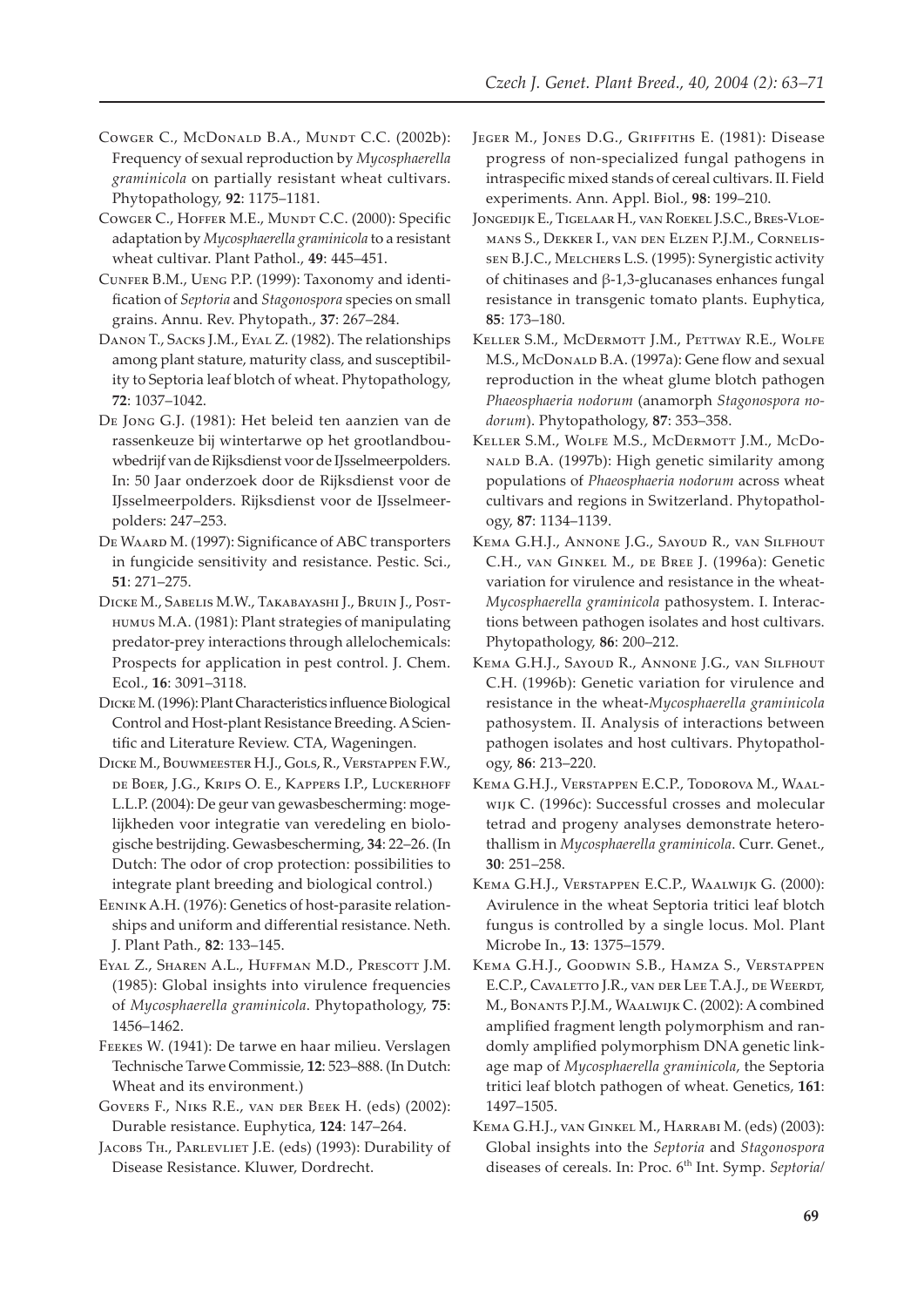Cowger C., McDonald B.A., Mundt C.C. (2002b): Frequency of sexual reproduction by *Mycosphaerella graminicola* on partially resistant wheat cultivars. Phytopathology, **92**: 1175–1181.

Cowger C., Hoffer M.E., Mundt C.C. (2000): Specific adaptation by *Mycosphaerella graminicola* to a resistant wheat cultivar. Plant Pathol., **49**: 445–451.

Cunfer B.M., Ueng P.P. (1999): Taxonomy and identification of *Septoria* and *Stagonospora* species on small grains. Annu. Rev. Phytopath., **37**: 267–284.

Danon T., Sacks J.M., Eyal Z. (1982). The relationships among plant stature, maturity class, and susceptibility to Septoria leaf blotch of wheat. Phytopathology, **72**: 1037–1042.

De Jong G.J. (1981): Het beleid ten aanzien van de rassenkeuze bij wintertarwe op het grootlandbouwbedrijf van de Rijksdienst voor de IJsselmeerpolders. In: 50 Jaar onderzoek door de Rijksdienst voor de IJsselmeerpolders. Rijksdienst voor de IJsselmeerpolders: 247–253.

De Waard M. (1997): Significance of ABC transporters in fungicide sensitivity and resistance. Pestic. Sci., **51**: 271–275.

Dicke M., Sabelis M.W., Takabayashi J., Bruin J., Posthumus M.A. (1981): Plant strategies of manipulating predator-prey interactions through allelochemicals: Prospects for application in pest control. J. Chem. Ecol., **16**: 3091–3118.

Dicke M. (1996): Plant Characteristics influence Biological Control and Host-plant Resistance Breeding. A Scientific and Literature Review. CTA, Wageningen.

Dicke M., Bouwmeester H.J., Gols, R., Verstappen F.W., de Boer, J.G., Krips O. E., Kappers I.P., Luckerhoff L.L.P. (2004): De geur van gewasbescherming: mogelijkheden voor integratie van veredeling en biologische bestrijding. Gewasbescherming, **34**: 22–26. (In Dutch: The odor of crop protection: possibilities to integrate plant breeding and biological control.)

Eenink A.H. (1976): Genetics of host-parasite relationships and uniform and differential resistance. Neth. J. Plant Path., **82**: 133–145.

Eyal Z., Sharen A.L., Huffman M.D., Prescott J.M. (1985): Global insights into virulence frequencies of *Mycosphaerella graminicola*. Phytopathology, **75**: 1456–1462.

Feekes W. (1941): De tarwe en haar milieu. Verslagen Technische Tarwe Commissie, **12**: 523–888. (In Dutch: Wheat and its environment.)

Govers F., Niks R.E., van der Beek H. (eds) (2002): Durable resistance. Euphytica, **124**: 147–264.

Jacobs Th., Parlevliet J.E. (eds) (1993): Durability of Disease Resistance. Kluwer, Dordrecht.

Jeger M., Jones D.G., Griffiths E. (1981): Disease progress of non-specialized fungal pathogens in intraspecific mixed stands of cereal cultivars. II. Field experiments. Ann. Appl. Biol., **98**: 199–210.

Jongedijk E., Tigelaar H., van Roekel J.S.C., Bres-Vloemans S., Dekker I., van den Elzen P.J.M., Cornelissen B.J.C., Melchers L.S. (1995): Synergistic activity of chitinases and β-1,3-glucanases enhances fungal resistance in transgenic tomato plants. Euphytica, **85**: 173–180.

Keller S.M., McDermott J.M., Pettway R.E., Wolfe M.S., McDonald B.A. (1997a): Gene flow and sexual reproduction in the wheat glume blotch pathogen *Phaeosphaeria nodorum* (anamorph *Stagonospora nodorum*). Phytopathology, **87**: 353–358.

Keller S.M., Wolfe M.S., McDermott J.M., McDonald B.A. (1997b): High genetic similarity among populations of *Phaeosphaeria nodorum* across wheat cultivars and regions in Switzerland. Phytopathology, **87**: 1134–1139.

Kema G.H.J., Annone J.G., Sayoud R., van Silfhout C.H., van Ginkel M., de Bree J. (1996a): Genetic variation for virulence and resistance in the wheat-*Mycosphaerella graminicola* pathosystem. I. Interactions between pathogen isolates and host cultivars. Phytopathology, **86**: 200–212.

Kema G.H.J., Sayoud R., Annone J.G., van Silfhout C.H. (1996b): Genetic variation for virulence and resistance in the wheat-*Mycosphaerella graminicola* pathosystem. II. Analysis of interactions between pathogen isolates and host cultivars. Phytopathology, **86**: 213–220.

Kema G.H.J., Verstappen E.C.P., Todorova M., Waalwijk C. (1996c): Successful crosses and molecular tetrad and progeny analyses demonstrate heterothallism in *Mycosphaerella graminicola*. Curr. Genet., **30**: 251–258.

Kema G.H.J., Verstappen E.C.P., Waalwijk G. (2000): Avirulence in the wheat Septoria tritici leaf blotch fungus is controlled by a single locus. Mol. Plant Microbe In., **13**: 1375–1579.

Kema G.H.J., Goodwin S.B., Hamza S., Verstappen E.C.P., Cavaletto J.R., van der Lee T.A.J., de Weerdt, M., Bonants P.J.M., Waalwijk C. (2002): A combined amplified fragment length polymorphism and randomly amplified polymorphism DNA genetic linkage map of *Mycosphaerella graminicola*, the Septoria tritici leaf blotch pathogen of wheat. Genetics, **161**: 1497–1505.

Kema G.H.J., van Ginkel M., Harrabi M. (eds) (2003): Global insights into the *Septoria* and *Stagonospora* diseases of cereals. In: Proc. 6th Int. Symp. *Septoria*/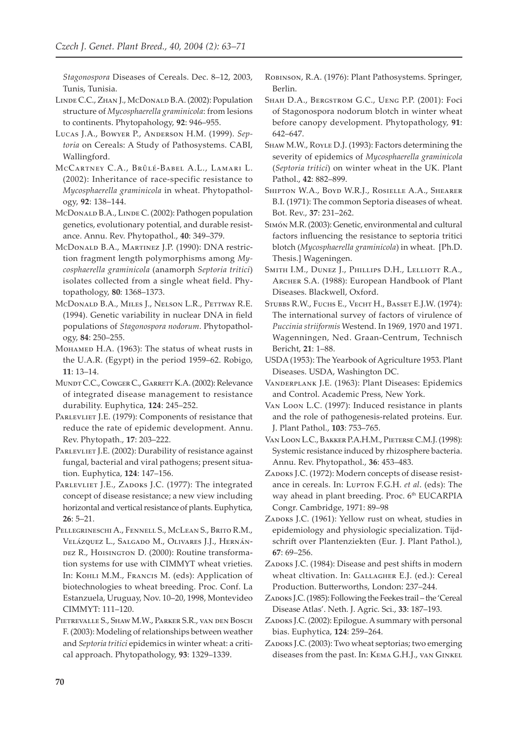*Stagonospora* Diseases of Cereals. Dec. 8–12, 2003, Tunis, Tunisia.

Linde C.C., Zhan J., McDonald B.A. (2002): Population structure of *Mycosphaerella graminicola*: from lesions to continents. Phytopahology, **92**: 946–955.

Lucas J.A., Bowyer P., Anderson H.M. (1999). *Septoria* on Cereals: A Study of Pathosystems. CABI, Wallingford.

McCartney C.A., Brûlé-Babel A.L., Lamari L. (2002): Inheritance of race-specific resistance to *Mycosphaerella graminicola* in wheat. Phytopathology, **92**: 138–144.

McDonald B.A., Linde C. (2002): Pathogen population genetics, evolutionary potential, and durable resistance. Annu. Rev. Phytopathol., **40**: 349–379.

McDonald B.A., Martinez J.P. (1990): DNA restriction fragment length polymorphisms among *Mycosphaerella graminicola* (anamorph *Septoria tritici*) isolates collected from a single wheat field. Phytopathology, **80**: 1368–1373.

McDonald B.A., Miles J., Nelson L.R., Pettway R.E. (1994). Genetic variability in nuclear DNA in field populations of *Stagonospora nodorum*. Phytopathology, **84**: 250–255.

Mohamed H.A. (1963): The status of wheat rusts in the U.A.R. (Egypt) in the period 1959–62. Robigo, **11**: 13–14.

Mundt C.C., Cowger C., Garrett K.A. (2002): Relevance of integrated disease management to resistance durability. Euphytica, **124**: 245–252.

Parlevliet J.E. (1979): Components of resistance that reduce the rate of epidemic development. Annu. Rev. Phytopath., **17**: 203–222.

Parlevliet J.E. (2002): Durability of resistance against fungal, bacterial and viral pathogens; present situation. Euphytica, **124**: 147–156.

Parlevliet J.E., Zadoks J.C. (1977): The integrated concept of disease resistance; a new view including horizontal and vertical resistance of plants. Euphytica, **26**: 5–21.

Pellegrineschi A., Fennell S., McLean S., Brito R.M., Velázquez L., Salgado M., Olivares J.J., Hernández R., Hoisington D. (2000): Routine transformation systems for use with CIMMYT wheat vrieties. In: Kohli M.M., Francis M. (eds): Application of biotechnologies to wheat breeding. Proc. Conf. La Estanzuela, Uruguay, Nov. 10–20, 1998, Montevideo CIMMYT: 111–120.

Pietrevalle S., Shaw M.W., Parker S.R., van den Bosch F. (2003): Modeling of relationships between weather and *Septoria tritici* epidemics in winter wheat: a critical approach. Phytopathology, **93**: 1329–1339.

Robinson, R.A. (1976): Plant Pathosystems. Springer, Berlin.

Shah D.A., Bergstrom G.C., Ueng P.P. (2001): Foci of Stagonospora nodorum blotch in winter wheat before canopy development. Phytopathology, **91**: 642–647.

Shaw M.W., Royle D.J. (1993): Factors determining the severity of epidemics of *Mycosphaerella graminicola* (*Septoria tritici*) on winter wheat in the UK. Plant Pathol., **42**: 882–899.

Shipton W.A., Boyd W.R.J., Rosielle A.A., Shearer B.I. (1971): The common Septoria diseases of wheat. Bot. Rev., **37**: 231–262.

Simón M.R. (2003): Genetic, environmental and cultural factors influencing the resistance to septoria tritici blotch (*Mycosphaerella graminicola*) in wheat. [Ph.D. Thesis.] Wageningen.

Smith I.M., Dunez J., Phillips D.H., Lelliott R.A., Archer S.A. (1988): European Handbook of Plant Diseases. Blackwell, Oxford.

Stubbs R.W., Fuchs E., Vecht H., Basset E.J.W. (1974): The international survey of factors of virulence of *Puccinia striiformis* Westend. In 1969, 1970 and 1971. Wagenningen, Ned. Graan-Centrum, Technisch Bericht, **21**: 1–88.

USDA (1953): The Yearbook of Agriculture 1953. Plant Diseases. USDA, Washington DC.

Vanderplank J.E. (1963): Plant Diseases: Epidemics and Control. Academic Press, New York.

Van Loon L.C. (1997): Induced resistance in plants and the role of pathogenesis-related proteins. Eur. J. Plant Pathol., **103**: 753–765.

Van Loon L.C., Bakker P.A.H.M., Pieterse C.M.J. (1998): Systemic resistance induced by rhizosphere bacteria. Annu. Rev. Phytopathol., **36**: 453–483.

Zadoks J.C. (1972): Modern concepts of disease resistance in cereals. In: Lupton F.G.H. *et al*. (eds): The way ahead in plant breeding. Proc. 6th EUCARPIA Congr. Cambridge, 1971: 89–98

Zadoks J.C. (1961): Yellow rust on wheat, studies in epidemiology and physiologic specialization. Tijdschrift over Plantenziekten (Eur. J. Plant Pathol.), **67**: 69–256.

Zadoks J.C. (1984): Disease and pest shifts in modern wheat cltivation. In: Gallagher E.J. (ed.): Cereal Production. Butterworths, London: 237–244.

Zadoks J.C. (1985): Following the Feekes trail – the 'Cereal Disease Atlas'. Neth. J. Agric. Sci., **33**: 187–193.

Zadoks J.C. (2002): Epilogue. A summary with personal bias. Euphytica, **124**: 259–264.

Zadoks J.C. (2003): Two wheat septorias; two emerging diseases from the past. In: Kema G.H.J., van Ginkel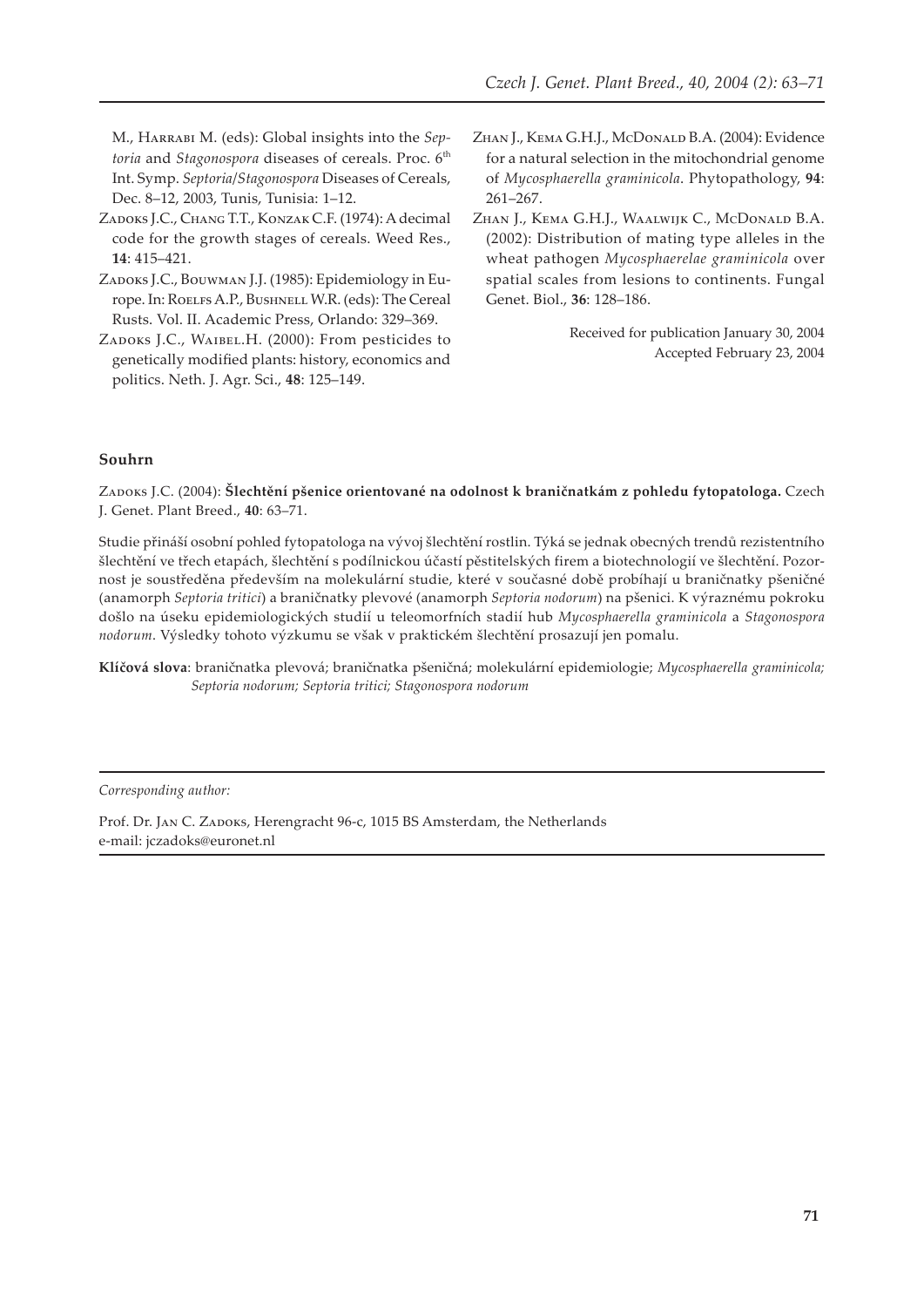M., Harrabi M. (eds): Global insights into the *Septoria* and *Stagonospora* diseases of cereals. Proc. 6th Int. Symp. *Septoria*/*Stagonospora* Diseases of Cereals, Dec. 8–12, 2003, Tunis, Tunisia: 1–12.

Zadoks J.C., Chang T.T., Konzak C.F. (1974): A decimal code for the growth stages of cereals. Weed Res., **14**: 415–421.

Zadoks J.C., Bouwman J.J. (1985): Epidemiology in Europe. In: Roelfs A.P., Bushnell W.R. (eds): The Cereal Rusts. Vol. II. Academic Press, Orlando: 329–369.

Zadoks J.C., Waibel.H. (2000): From pesticides to genetically modified plants: history, economics and politics. Neth. J. Agr. Sci., **48**: 125–149.

Zhan J., Kema G.H.J., McDonald B.A. (2004): Evidence for a natural selection in the mitochondrial genome of *Mycosphaerella graminicola*. Phytopathology, **94**: 261–267.

Zhan J., Kema G.H.J., Waalwijk C., McDonald B.A. (2002): Distribution of mating type alleles in the wheat pathogen *Mycosphaerelae graminicola* over spatial scales from lesions to continents. Fungal Genet. Biol., **36**: 128–186.

Received for publication January 30, 2004
Accepted February 23, 2004

## Souhrn

Zadoks J.C. (2004): **Šlechtění pšenice orientované na odolnost k braničnatkám z pohledu fytopatologa.** Czech J. Genet. Plant Breed., **40**: 63–71.

Studie přináší osobní pohled fytopatologa na vývoj šlechtění rostlin. Týká se jednak obecných trendů rezistentního šlechtění ve třech etapách, šlechtění s podílnickou účastí pěstitelských firem a biotechnologií ve šlechtění. Pozornost je soustředěna především na molekulární studie, které v současné době probíhají u braničnatky pšeničné (anamorph *Septoria tritici*) a braničnatky plevové (anamorph *Septoria nodorum*) na pšenici. K výraznému pokroku došlo na úseku epidemiologických studií u teleomorfních stadií hub *Mycosphaerella graminicola* a *Stagonospora nodorum*. Výsledky tohoto výzkumu se však v praktickém šlechtění prosazují jen pomalu.

**Klíčová slova**: braničnatka plevová; braničnatka pšeničná; molekulární epidemiologie; *Mycosphaerella graminicola; Septoria nodorum; Septoria tritici; Stagonospora nodorum*

*Corresponding author:*

Prof. Dr. Jan C. Zadoks, Herengracht 96-c, 1015 BS Amsterdam, the Netherlands
e-mail: jczadoks@euronet.nl